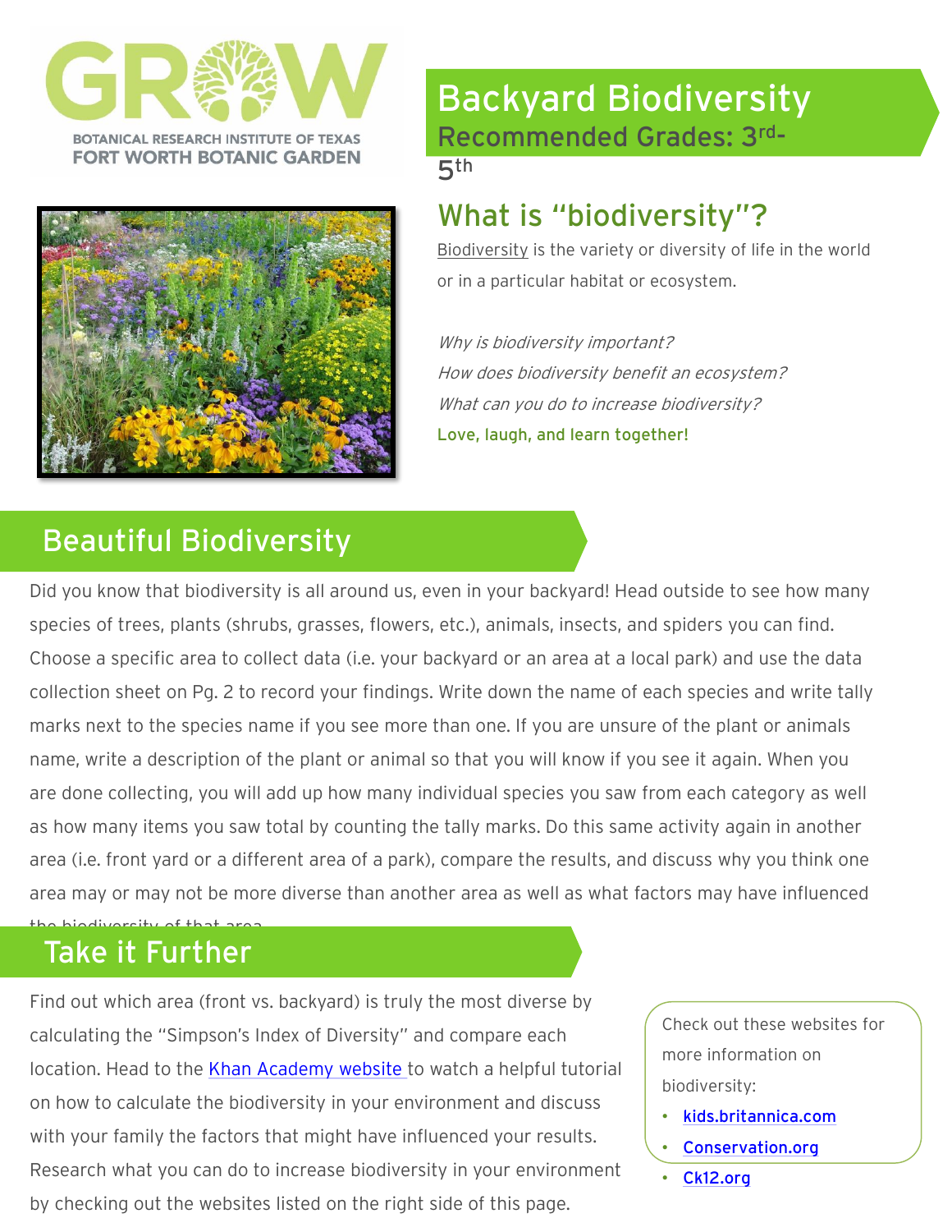GROW
BOTANICAL RESEARCH INSTITUTE OF TEXAS
FORT WORTH BOTANIC GARDEN

# Backyard Biodiversity

Recommended Grades: 3rd-5th

## What is "biodiversity"?

Biodiversity is the variety or diversity of life in the world or in a particular habitat or ecosystem.

*Why is biodiversity important?*
*How does biodiversity benefit an ecosystem?*
*What can you do to increase biodiversity?*

**Love, laugh, and learn together!**

## Beautiful Biodiversity

Did you know that biodiversity is all around us, even in your backyard! Head outside to see how many species of trees, plants (shrubs, grasses, flowers, etc.), animals, insects, and spiders you can find. Choose a specific area to collect data (i.e. your backyard or an area at a local park) and use the data collection sheet on Pg. 2 to record your findings. Write down the name of each species and write tally marks next to the species name if you see more than one. If you are unsure of the plant or animals name, write a description of the plant or animal so that you will know if you see it again. When you are done collecting, you will add up how many individual species you saw from each category as well as how many items you saw total by counting the tally marks. Do this same activity again in another area (i.e. front yard or a different area of a park), compare the results, and discuss why you think one area may or may not be more diverse than another area as well as what factors may have influenced the biodiversity of that area.

## Take it Further

Find out which area (front vs. backyard) is truly the most diverse by calculating the "Simpson's Index of Diversity" and compare each location. Head to the Khan Academy website to watch a helpful tutorial on how to calculate the biodiversity in your environment and discuss with your family the factors that might have influenced your results. Research what you can do to increase biodiversity in your environment by checking out the websites listed on the right side of this page.

Check out these websites for more information on biodiversity:

- kids.britannica.com
- Conservation.org
- Ck12.org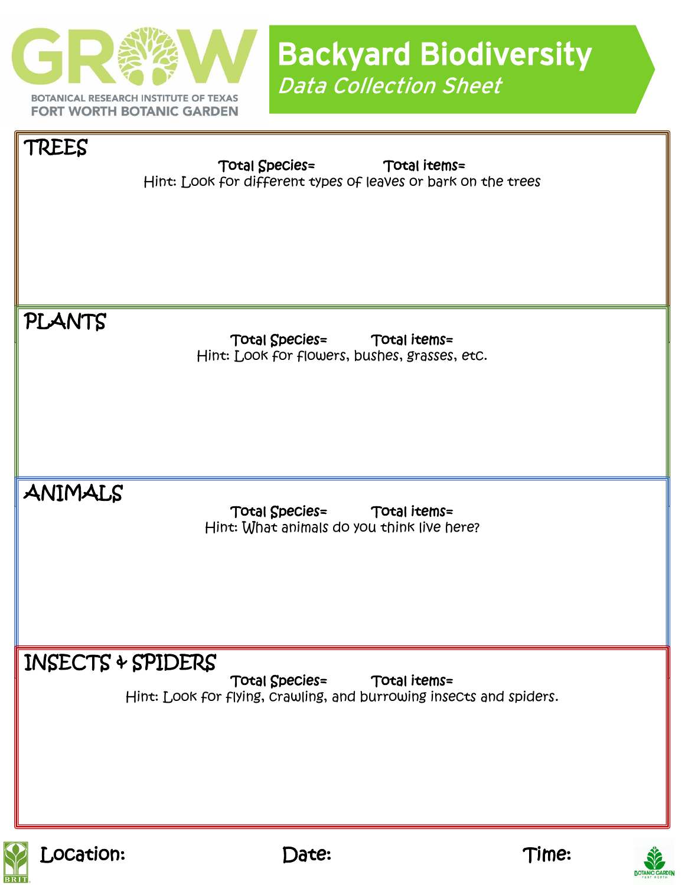GROW

BOTANICAL RESEARCH INSTITUTE OF TEXAS
FORT WORTH BOTANIC GARDEN

# Backyard Biodiversity

*Data Collection Sheet*

## TREES

Total Species= Total items=

Hint: Look for different types of leaves or bark on the trees

## PLANTS

Total Species= Total items=

Hint: Look for flowers, bushes, grasses, etc.

## ANIMALS

Total Species= Total items=

Hint: What animals do you think live here?

## INSECTS + SPIDERS

Total Species= Total items=

Hint: Look for flying, crawling, and burrowing insects and spiders.

Location: Date: Time: